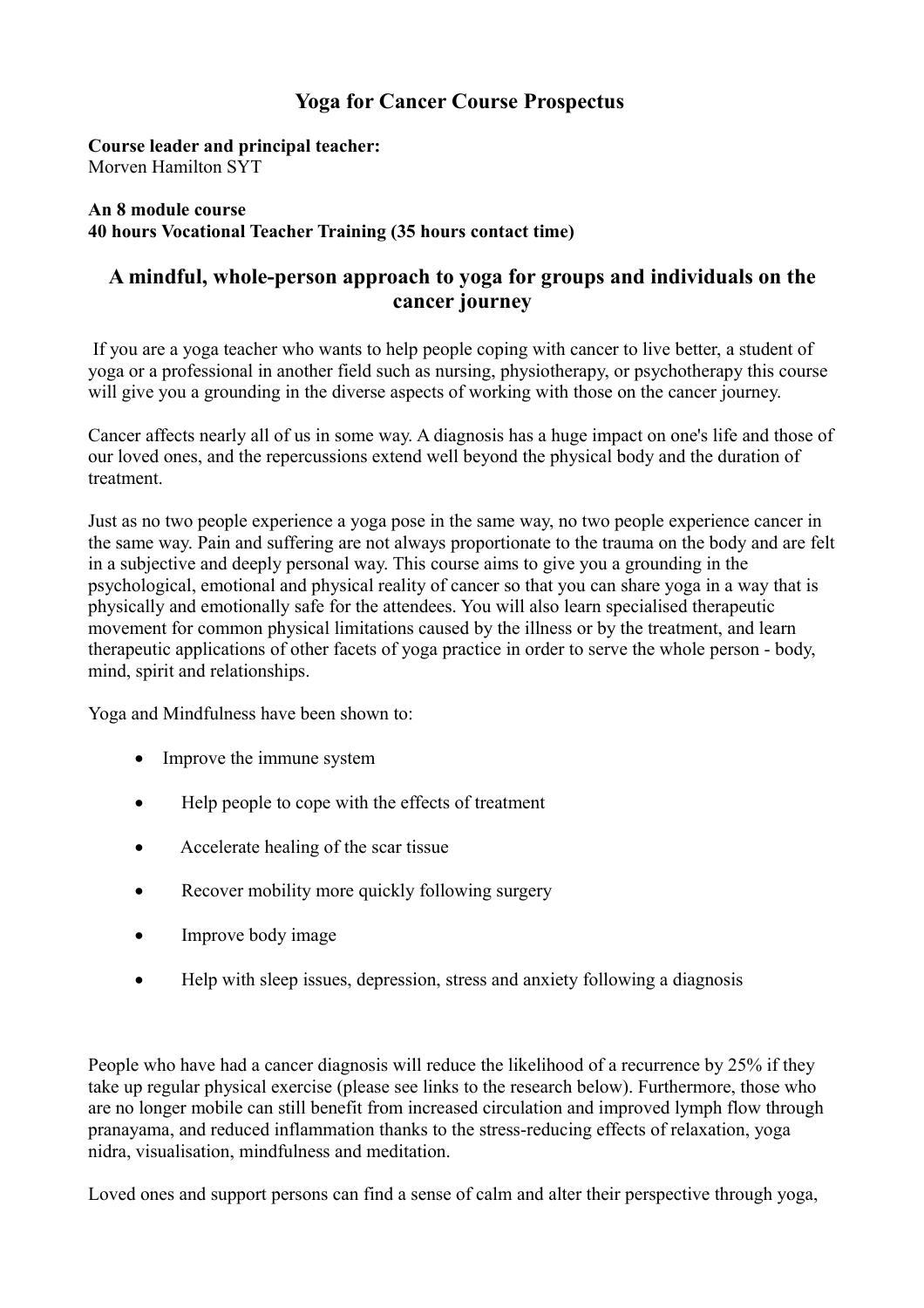# Yoga for Cancer Course Prospectus

**Course leader and principal teacher:**
Morven Hamilton SYT

**An 8 module course**
**40 hours Vocational Teacher Training (35 hours contact time)**

## A mindful, whole-person approach to yoga for groups and individuals on the cancer journey

If you are a yoga teacher who wants to help people coping with cancer to live better, a student of yoga or a professional in another field such as nursing, physiotherapy, or psychotherapy this course will give you a grounding in the diverse aspects of working with those on the cancer journey.

Cancer affects nearly all of us in some way. A diagnosis has a huge impact on one's life and those of our loved ones, and the repercussions extend well beyond the physical body and the duration of treatment.

Just as no two people experience a yoga pose in the same way, no two people experience cancer in the same way. Pain and suffering are not always proportionate to the trauma on the body and are felt in a subjective and deeply personal way. This course aims to give you a grounding in the psychological, emotional and physical reality of cancer so that you can share yoga in a way that is physically and emotionally safe for the attendees. You will also learn specialised therapeutic movement for common physical limitations caused by the illness or by the treatment, and learn therapeutic applications of other facets of yoga practice in order to serve the whole person - body, mind, spirit and relationships.

Yoga and Mindfulness have been shown to:

- Improve the immune system
- Help people to cope with the effects of treatment
- Accelerate healing of the scar tissue
- Recover mobility more quickly following surgery
- Improve body image
- Help with sleep issues, depression, stress and anxiety following a diagnosis

People who have had a cancer diagnosis will reduce the likelihood of a recurrence by 25% if they take up regular physical exercise (please see links to the research below). Furthermore, those who are no longer mobile can still benefit from increased circulation and improved lymph flow through pranayama, and reduced inflammation thanks to the stress-reducing effects of relaxation, yoga nidra, visualisation, mindfulness and meditation.

Loved ones and support persons can find a sense of calm and alter their perspective through yoga,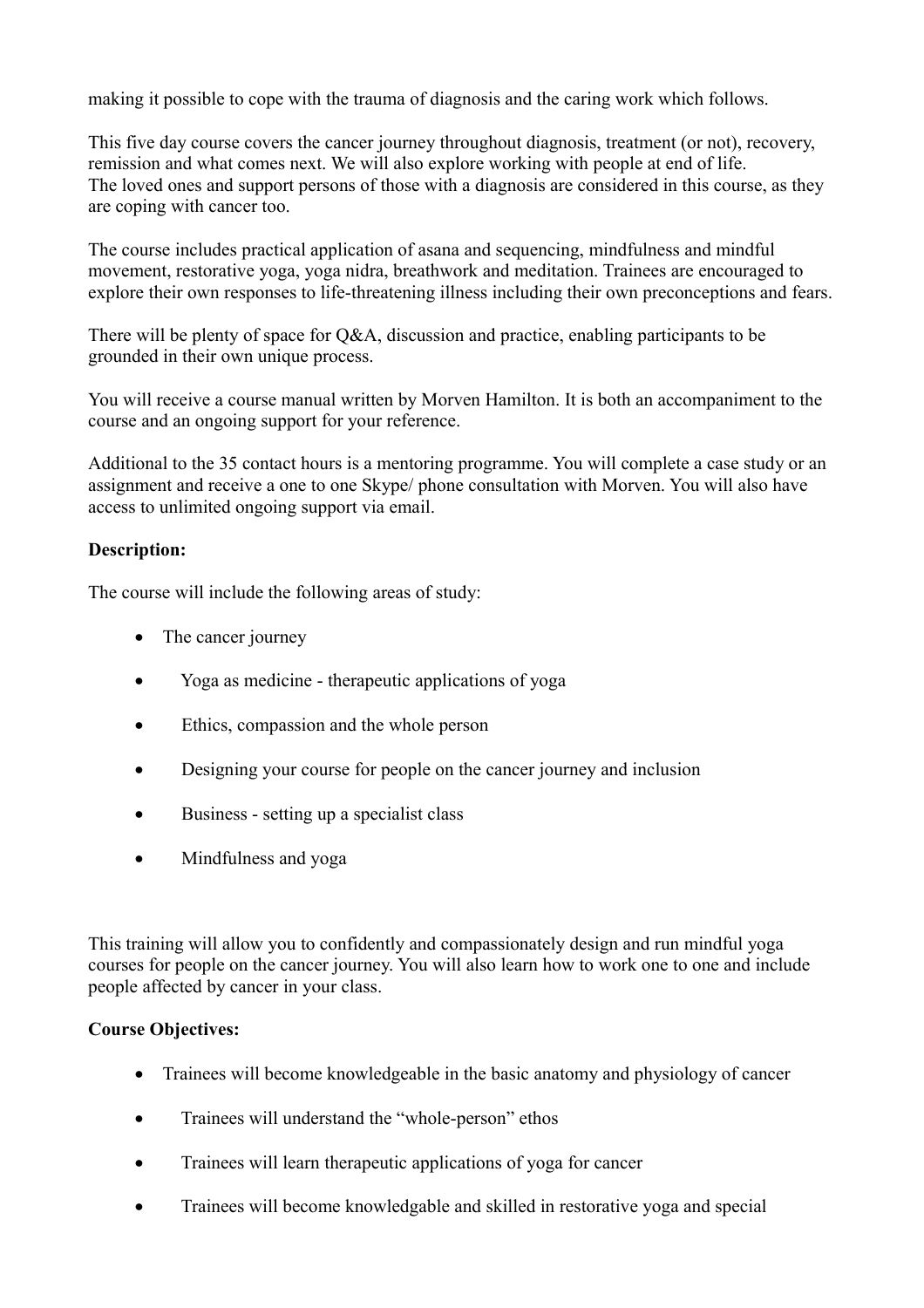making it possible to cope with the trauma of diagnosis and the caring work which follows.

This five day course covers the cancer journey throughout diagnosis, treatment (or not), recovery, remission and what comes next. We will also explore working with people at end of life.
The loved ones and support persons of those with a diagnosis are considered in this course, as they are coping with cancer too.

The course includes practical application of asana and sequencing, mindfulness and mindful movement, restorative yoga, yoga nidra, breathwork and meditation. Trainees are encouraged to explore their own responses to life-threatening illness including their own preconceptions and fears.

There will be plenty of space for Q&A, discussion and practice, enabling participants to be grounded in their own unique process.

You will receive a course manual written by Morven Hamilton. It is both an accompaniment to the course and an ongoing support for your reference.

Additional to the 35 contact hours is a mentoring programme. You will complete a case study or an assignment and receive a one to one Skype/ phone consultation with Morven. You will also have access to unlimited ongoing support via email.

**Description:**

The course will include the following areas of study:

- The cancer journey
- Yoga as medicine - therapeutic applications of yoga
- Ethics, compassion and the whole person
- Designing your course for people on the cancer journey and inclusion
- Business - setting up a specialist class
- Mindfulness and yoga

This training will allow you to confidently and compassionately design and run mindful yoga courses for people on the cancer journey. You will also learn how to work one to one and include people affected by cancer in your class.

**Course Objectives:**

- Trainees will become knowledgeable in the basic anatomy and physiology of cancer
- Trainees will understand the “whole-person” ethos
- Trainees will learn therapeutic applications of yoga for cancer
- Trainees will become knowledgable and skilled in restorative yoga and special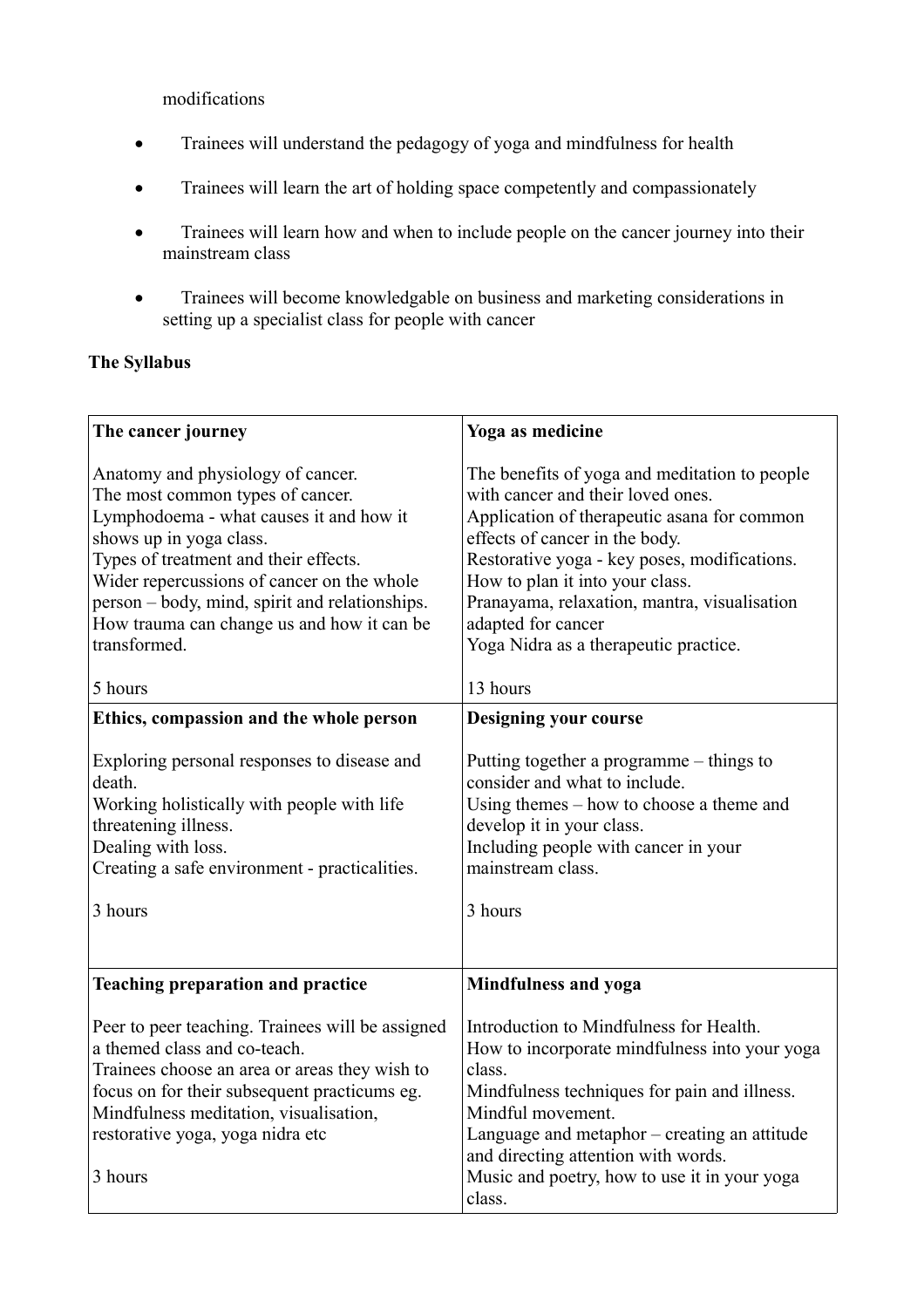modifications

- Trainees will understand the pedagogy of yoga and mindfulness for health
- Trainees will learn the art of holding space competently and compassionately
- Trainees will learn how and when to include people on the cancer journey into their mainstream class
- Trainees will become knowledgable on business and marketing considerations in setting up a specialist class for people with cancer

**The Syllabus**

| **The cancer journey** | **Yoga as medicine** |
|---|---|
| Anatomy and physiology of cancer.<br>The most common types of cancer.<br>Lymphodoema - what causes it and how it shows up in yoga class.<br>Types of treatment and their effects.<br>Wider repercussions of cancer on the whole person – body, mind, spirit and relationships.<br>How trauma can change us and how it can be transformed.<br><br>5 hours | The benefits of yoga and meditation to people with cancer and their loved ones.<br>Application of therapeutic asana for common effects of cancer in the body.<br>Restorative yoga - key poses, modifications. How to plan it into your class.<br>Pranayama, relaxation, mantra, visualisation adapted for cancer<br>Yoga Nidra as a therapeutic practice.<br><br>13 hours |
| **Ethics, compassion and the whole person**<br><br>Exploring personal responses to disease and death.<br>Working holistically with people with life threatening illness.<br>Dealing with loss.<br>Creating a safe environment - practicalities.<br><br>3 hours | **Designing your course**<br><br>Putting together a programme – things to consider and what to include.<br>Using themes – how to choose a theme and develop it in your class.<br>Including people with cancer in your mainstream class.<br><br>3 hours |
| **Teaching preparation and practice**<br><br>Peer to peer teaching. Trainees will be assigned a themed class and co-teach.<br>Trainees choose an area or areas they wish to focus on for their subsequent practicums eg. Mindfulness meditation, visualisation, restorative yoga, yoga nidra etc<br><br>3 hours | **Mindfulness and yoga**<br><br>Introduction to Mindfulness for Health.<br>How to incorporate mindfulness into your yoga class.<br>Mindfulness techniques for pain and illness.<br>Mindful movement.<br>Language and metaphor – creating an attitude and directing attention with words.<br>Music and poetry, how to use it in your yoga class. |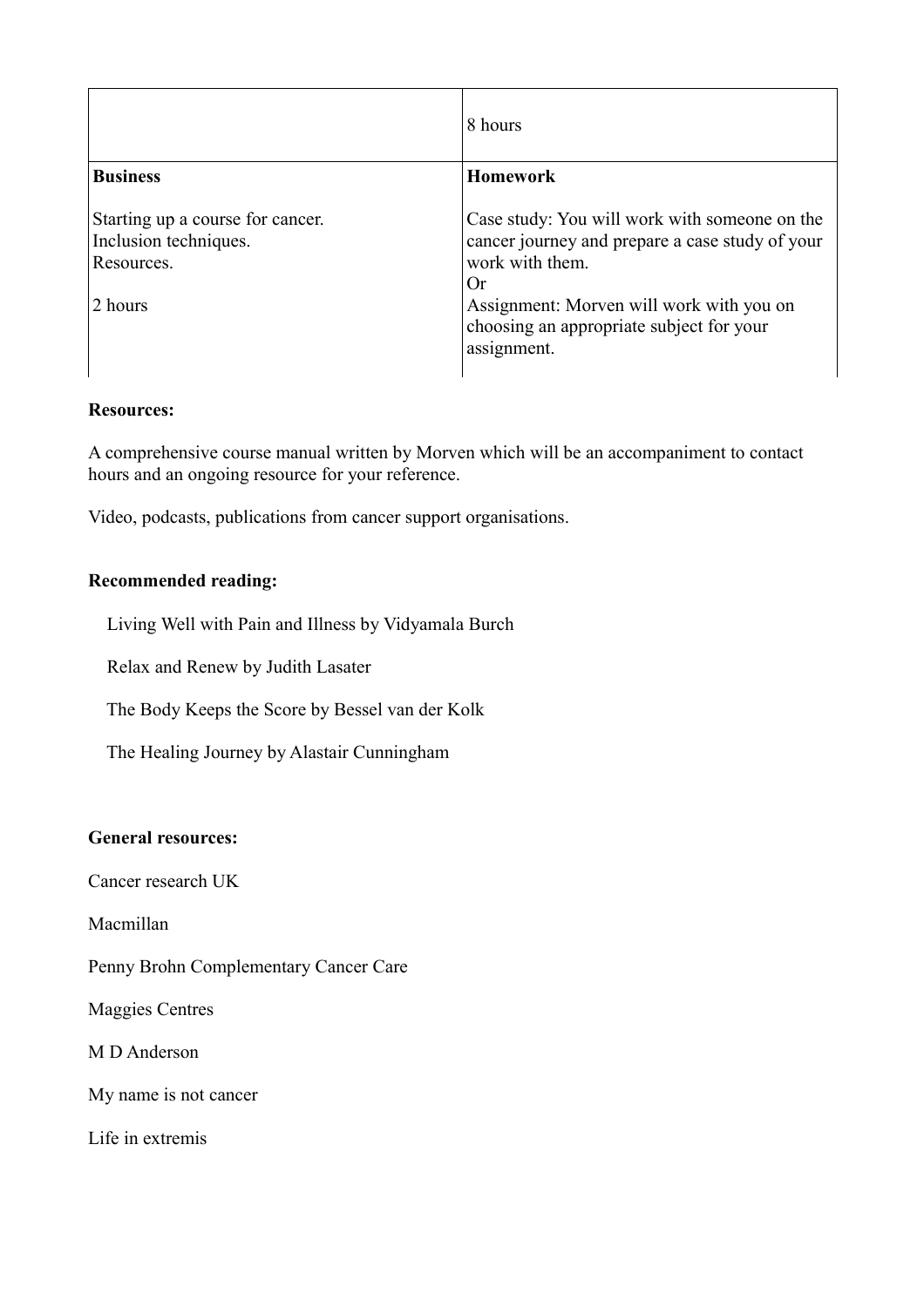| | |
|---|---|
| | 8 hours |
| **Business**<br><br>Starting up a course for cancer.<br>Inclusion techniques.<br>Resources.<br><br>2 hours | **Homework**<br><br>Case study: You will work with someone on the cancer journey and prepare a case study of your work with them.<br>Or<br>Assignment: Morven will work with you on choosing an appropriate subject for your assignment. |

**Resources:**

A comprehensive course manual written by Morven which will be an accompaniment to contact hours and an ongoing resource for your reference.

Video, podcasts, publications from cancer support organisations.

**Recommended reading:**

Living Well with Pain and Illness by Vidyamala Burch

Relax and Renew by Judith Lasater

The Body Keeps the Score by Bessel van der Kolk

The Healing Journey by Alastair Cunningham

**General resources:**

Cancer research UK

Macmillan

Penny Brohn Complementary Cancer Care

Maggies Centres

M D Anderson

My name is not cancer

Life in extremis